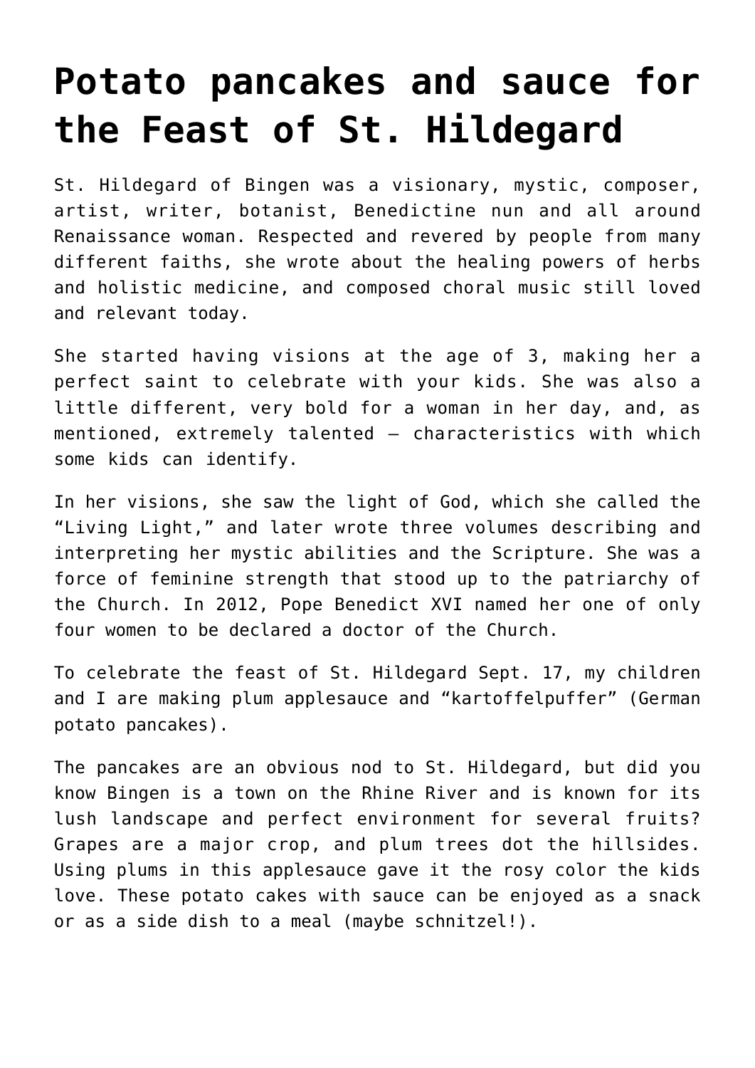# Potato pancakes and sauce for the Feast of St. Hildegard

St. Hildegard of Bingen was a visionary, mystic, composer, artist, writer, botanist, Benedictine nun and all around Renaissance woman. Respected and revered by people from many different faiths, she wrote about the healing powers of herbs and holistic medicine, and composed choral music still loved and relevant today.

She started having visions at the age of 3, making her a perfect saint to celebrate with your kids. She was also a little different, very bold for a woman in her day, and, as mentioned, extremely talented — characteristics with which some kids can identify.

In her visions, she saw the light of God, which she called the "Living Light," and later wrote three volumes describing and interpreting her mystic abilities and the Scripture. She was a force of feminine strength that stood up to the patriarchy of the Church. In 2012, Pope Benedict XVI named her one of only four women to be declared a doctor of the Church.

To celebrate the feast of St. Hildegard Sept. 17, my children and I are making plum applesauce and "kartoffelpuffer" (German potato pancakes).

The pancakes are an obvious nod to St. Hildegard, but did you know Bingen is a town on the Rhine River and is known for its lush landscape and perfect environment for several fruits? Grapes are a major crop, and plum trees dot the hillsides. Using plums in this applesauce gave it the rosy color the kids love. These potato cakes with sauce can be enjoyed as a snack or as a side dish to a meal (maybe schnitzel!).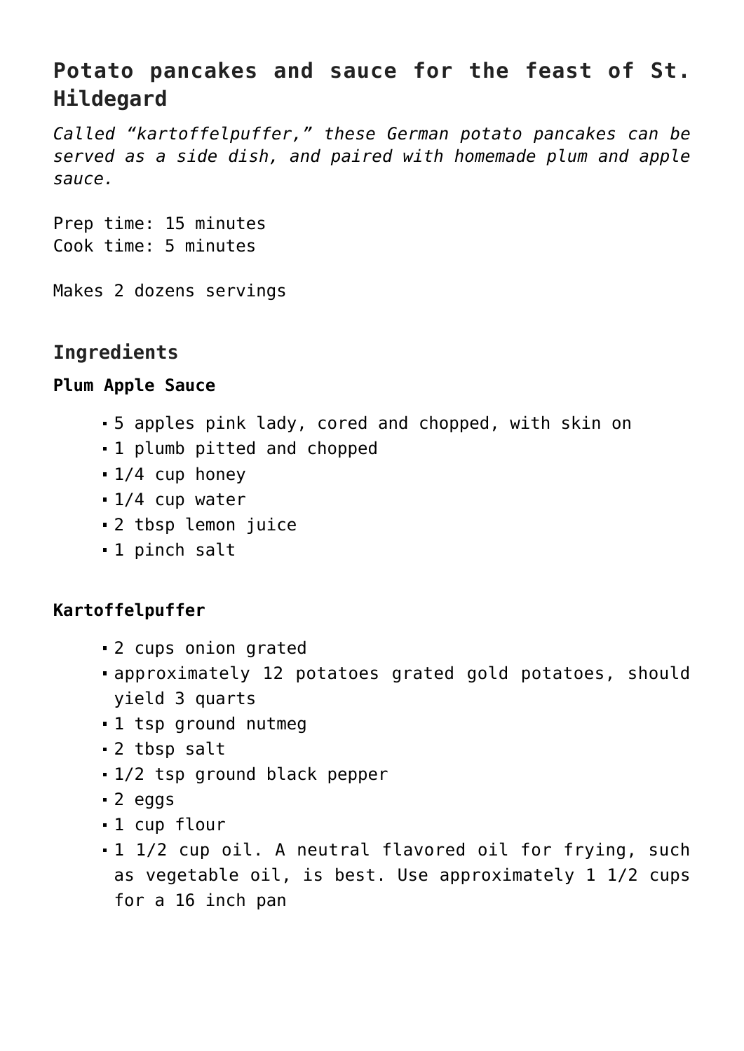## Potato pancakes and sauce for the feast of St. Hildegard

*Called "kartoffelpuffer," these German potato pancakes can be served as a side dish, and paired with homemade plum and apple sauce.*

Prep time: 15 minutes
Cook time: 5 minutes

Makes 2 dozens servings

### Ingredients

**Plum Apple Sauce**

- 5 apples pink lady, cored and chopped, with skin on
- 1 plumb pitted and chopped
- 1/4 cup honey
- 1/4 cup water
- 2 tbsp lemon juice
- 1 pinch salt

**Kartoffelpuffer**

- 2 cups onion grated
- approximately 12 potatoes grated gold potatoes, should yield 3 quarts
- 1 tsp ground nutmeg
- 2 tbsp salt
- 1/2 tsp ground black pepper
- 2 eggs
- 1 cup flour
- 1 1/2 cup oil. A neutral flavored oil for frying, such as vegetable oil, is best. Use approximately 1 1/2 cups for a 16 inch pan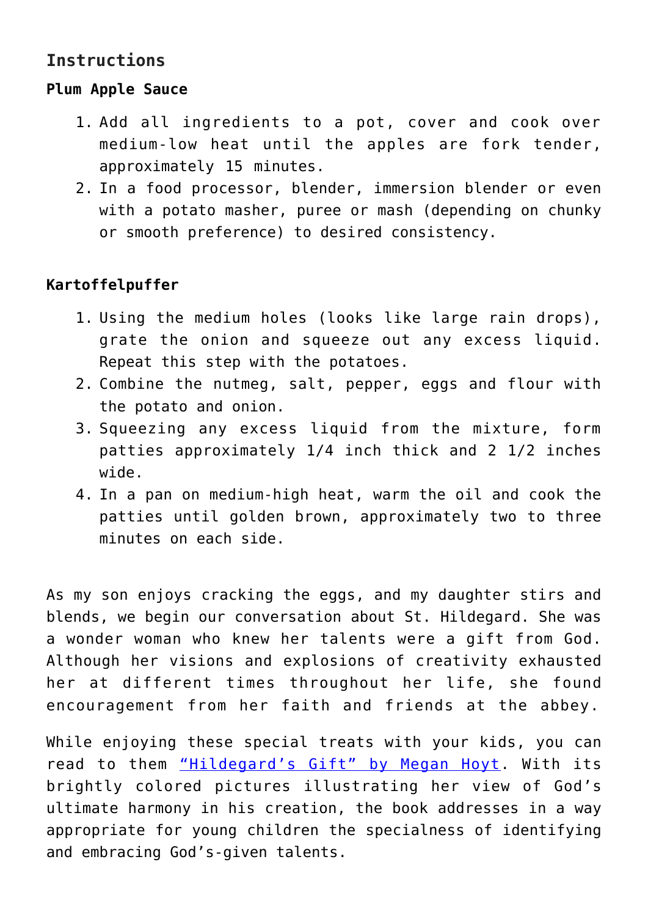## Instructions

### Plum Apple Sauce

1. Add all ingredients to a pot, cover and cook over medium-low heat until the apples are fork tender, approximately 15 minutes.
2. In a food processor, blender, immersion blender or even with a potato masher, puree or mash (depending on chunky or smooth preference) to desired consistency.

### Kartoffelpuffer

1. Using the medium holes (looks like large rain drops), grate the onion and squeeze out any excess liquid. Repeat this step with the potatoes.
2. Combine the nutmeg, salt, pepper, eggs and flour with the potato and onion.
3. Squeezing any excess liquid from the mixture, form patties approximately 1/4 inch thick and 2 1/2 inches wide.
4. In a pan on medium-high heat, warm the oil and cook the patties until golden brown, approximately two to three minutes on each side.

As my son enjoys cracking the eggs, and my daughter stirs and blends, we begin our conversation about St. Hildegard. She was a wonder woman who knew her talents were a gift from God. Although her visions and explosions of creativity exhausted her at different times throughout her life, she found encouragement from her faith and friends at the abbey.

While enjoying these special treats with your kids, you can read to them [“Hildegard’s Gift” by Megan Hoyt](). With its brightly colored pictures illustrating her view of God’s ultimate harmony in his creation, the book addresses in a way appropriate for young children the specialness of identifying and embracing God’s-given talents.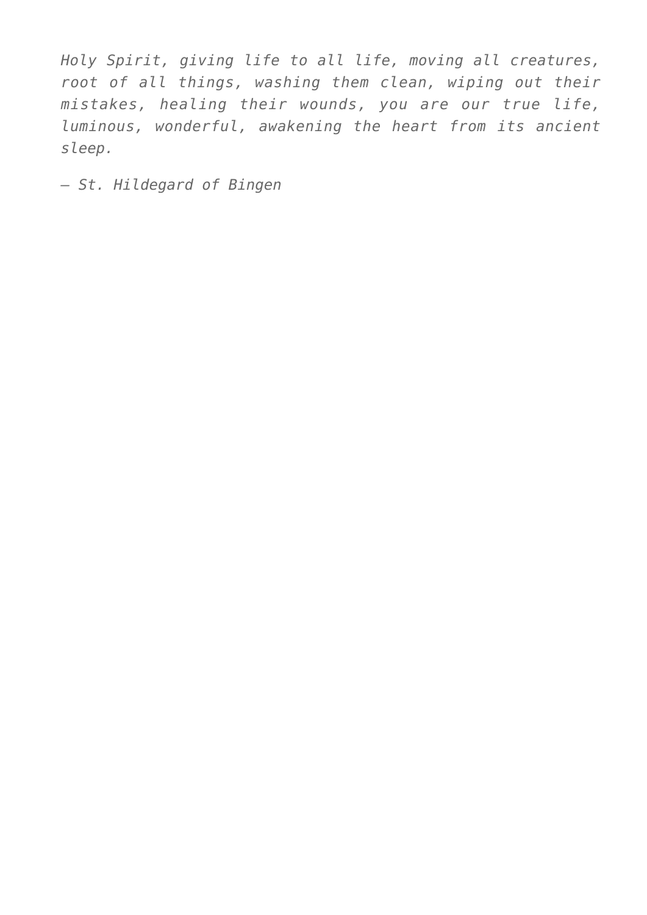*Holy Spirit, giving life to all life, moving all creatures, root of all things, washing them clean, wiping out their mistakes, healing their wounds, you are our true life, luminous, wonderful, awakening the heart from its ancient sleep.*

*– St. Hildegard of Bingen*